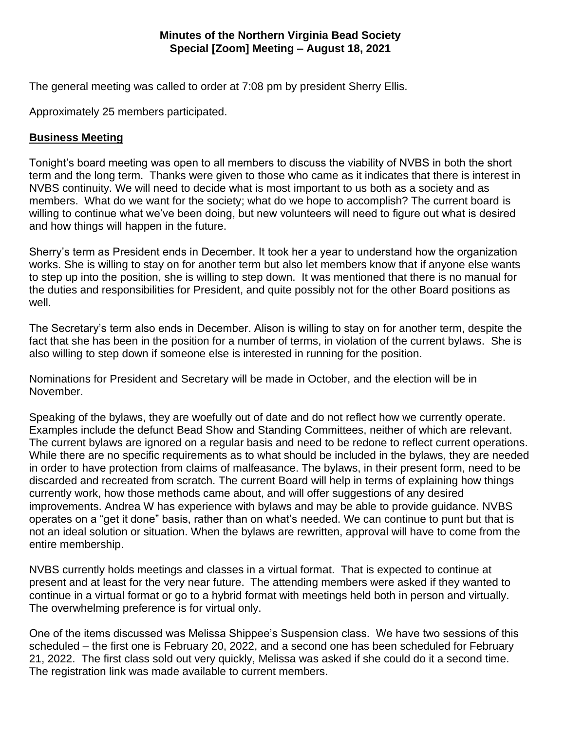# Minutes of the Northern Virginia Bead Society
## Special [Zoom] Meeting – August 18, 2021

The general meeting was called to order at 7:08 pm by president Sherry Ellis.

Approximately 25 members participated.

### Business Meeting

Tonight's board meeting was open to all members to discuss the viability of NVBS in both the short term and the long term. Thanks were given to those who came as it indicates that there is interest in NVBS continuity. We will need to decide what is most important to us both as a society and as members. What do we want for the society; what do we hope to accomplish? The current board is willing to continue what we've been doing, but new volunteers will need to figure out what is desired and how things will happen in the future.

Sherry's term as President ends in December. It took her a year to understand how the organization works. She is willing to stay on for another term but also let members know that if anyone else wants to step up into the position, she is willing to step down. It was mentioned that there is no manual for the duties and responsibilities for President, and quite possibly not for the other Board positions as well.

The Secretary's term also ends in December. Alison is willing to stay on for another term, despite the fact that she has been in the position for a number of terms, in violation of the current bylaws. She is also willing to step down if someone else is interested in running for the position.

Nominations for President and Secretary will be made in October, and the election will be in November.

Speaking of the bylaws, they are woefully out of date and do not reflect how we currently operate. Examples include the defunct Bead Show and Standing Committees, neither of which are relevant. The current bylaws are ignored on a regular basis and need to be redone to reflect current operations. While there are no specific requirements as to what should be included in the bylaws, they are needed in order to have protection from claims of malfeasance. The bylaws, in their present form, need to be discarded and recreated from scratch. The current Board will help in terms of explaining how things currently work, how those methods came about, and will offer suggestions of any desired improvements. Andrea W has experience with bylaws and may be able to provide guidance. NVBS operates on a "get it done" basis, rather than on what's needed. We can continue to punt but that is not an ideal solution or situation. When the bylaws are rewritten, approval will have to come from the entire membership.

NVBS currently holds meetings and classes in a virtual format. That is expected to continue at present and at least for the very near future. The attending members were asked if they wanted to continue in a virtual format or go to a hybrid format with meetings held both in person and virtually. The overwhelming preference is for virtual only.

One of the items discussed was Melissa Shippee's Suspension class. We have two sessions of this scheduled – the first one is February 20, 2022, and a second one has been scheduled for February 21, 2022. The first class sold out very quickly, Melissa was asked if she could do it a second time. The registration link was made available to current members.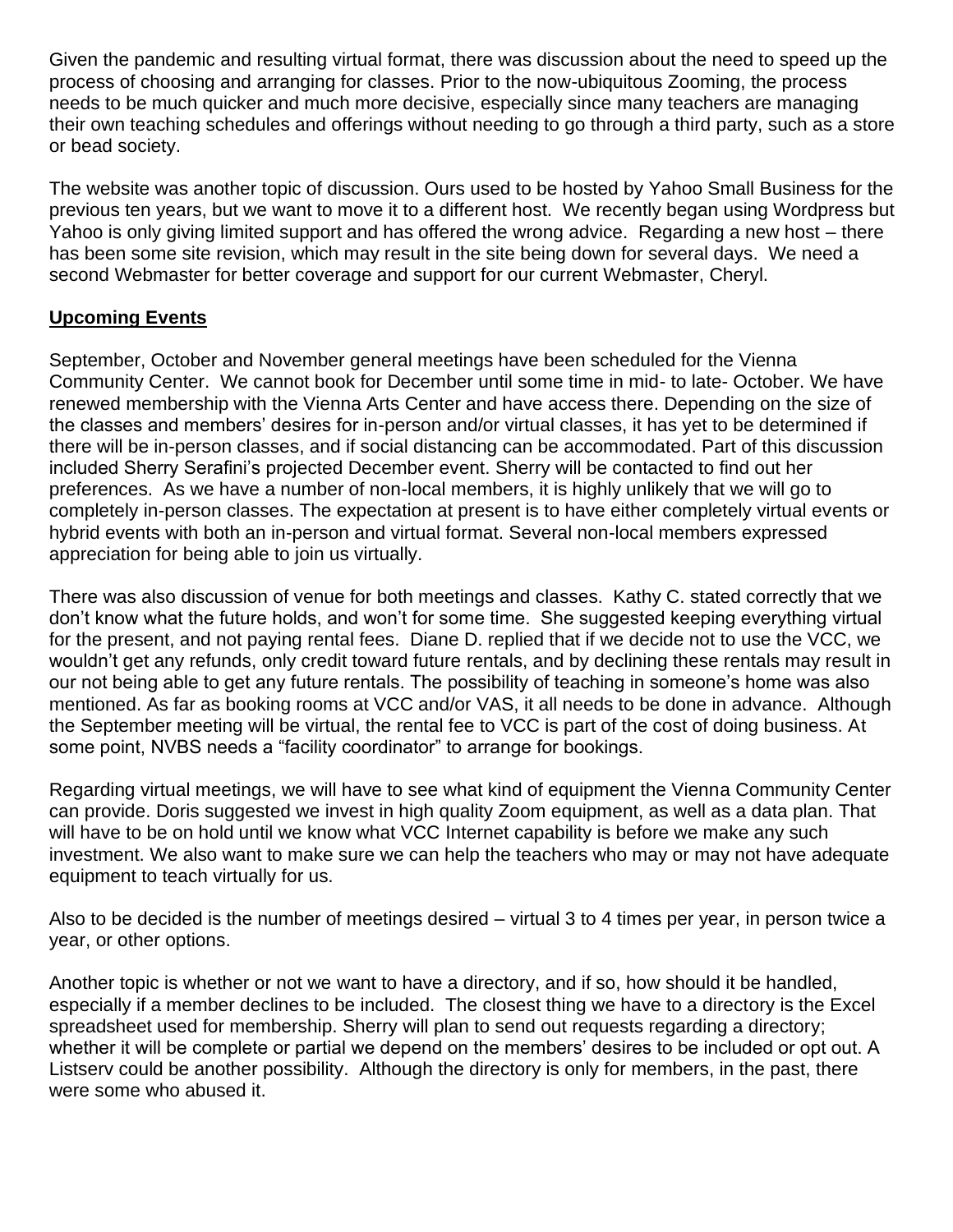Given the pandemic and resulting virtual format, there was discussion about the need to speed up the process of choosing and arranging for classes. Prior to the now-ubiquitous Zooming, the process needs to be much quicker and much more decisive, especially since many teachers are managing their own teaching schedules and offerings without needing to go through a third party, such as a store or bead society.

The website was another topic of discussion. Ours used to be hosted by Yahoo Small Business for the previous ten years, but we want to move it to a different host. We recently began using Wordpress but Yahoo is only giving limited support and has offered the wrong advice. Regarding a new host – there has been some site revision, which may result in the site being down for several days. We need a second Webmaster for better coverage and support for our current Webmaster, Cheryl.

## Upcoming Events

September, October and November general meetings have been scheduled for the Vienna Community Center. We cannot book for December until some time in mid- to late- October. We have renewed membership with the Vienna Arts Center and have access there. Depending on the size of the classes and members' desires for in-person and/or virtual classes, it has yet to be determined if there will be in-person classes, and if social distancing can be accommodated. Part of this discussion included Sherry Serafini's projected December event. Sherry will be contacted to find out her preferences. As we have a number of non-local members, it is highly unlikely that we will go to completely in-person classes. The expectation at present is to have either completely virtual events or hybrid events with both an in-person and virtual format. Several non-local members expressed appreciation for being able to join us virtually.

There was also discussion of venue for both meetings and classes. Kathy C. stated correctly that we don't know what the future holds, and won't for some time. She suggested keeping everything virtual for the present, and not paying rental fees. Diane D. replied that if we decide not to use the VCC, we wouldn't get any refunds, only credit toward future rentals, and by declining these rentals may result in our not being able to get any future rentals. The possibility of teaching in someone's home was also mentioned. As far as booking rooms at VCC and/or VAS, it all needs to be done in advance. Although the September meeting will be virtual, the rental fee to VCC is part of the cost of doing business. At some point, NVBS needs a "facility coordinator" to arrange for bookings.

Regarding virtual meetings, we will have to see what kind of equipment the Vienna Community Center can provide. Doris suggested we invest in high quality Zoom equipment, as well as a data plan. That will have to be on hold until we know what VCC Internet capability is before we make any such investment. We also want to make sure we can help the teachers who may or may not have adequate equipment to teach virtually for us.

Also to be decided is the number of meetings desired – virtual 3 to 4 times per year, in person twice a year, or other options.

Another topic is whether or not we want to have a directory, and if so, how should it be handled, especially if a member declines to be included. The closest thing we have to a directory is the Excel spreadsheet used for membership. Sherry will plan to send out requests regarding a directory; whether it will be complete or partial we depend on the members' desires to be included or opt out. A Listserv could be another possibility. Although the directory is only for members, in the past, there were some who abused it.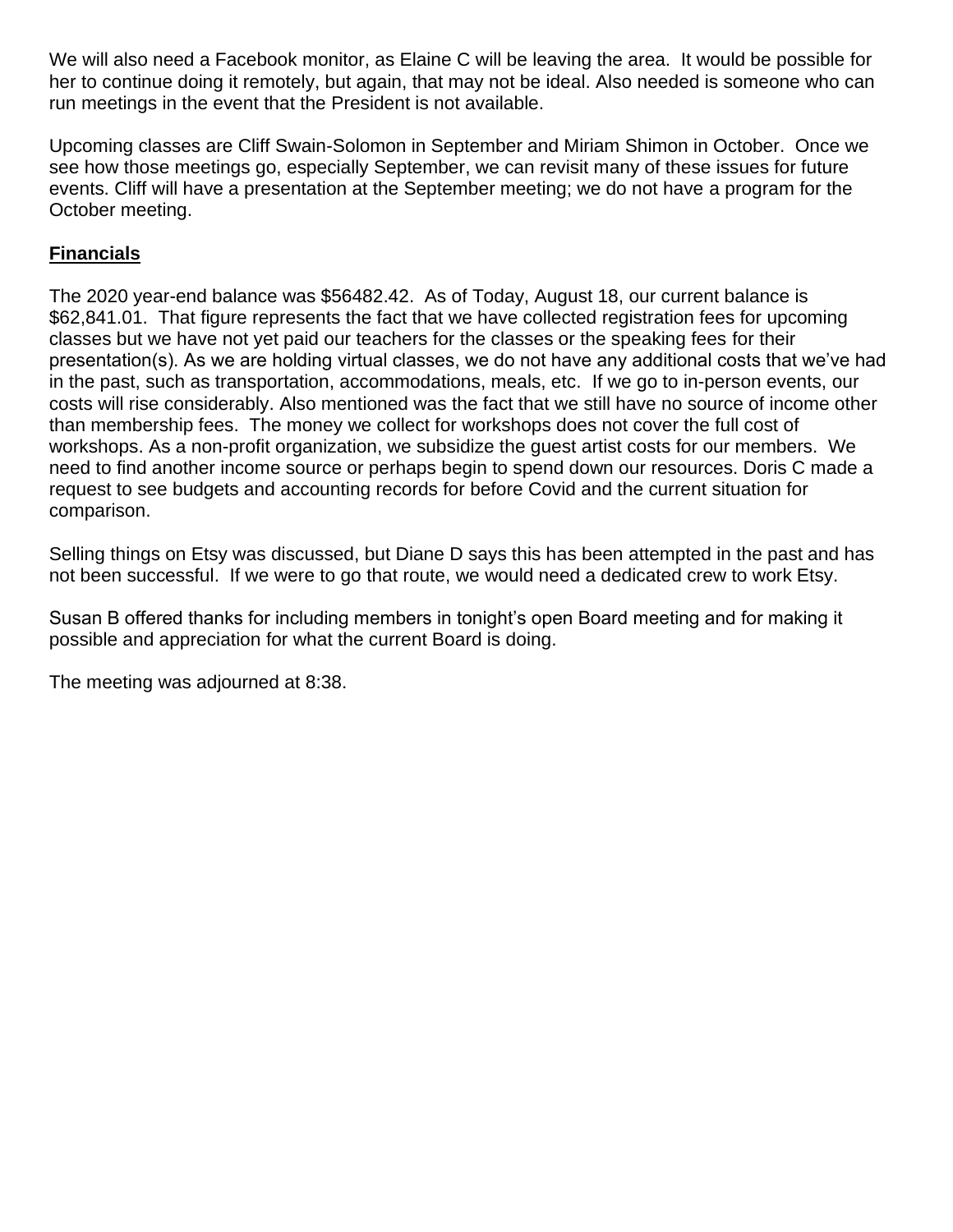We will also need a Facebook monitor, as Elaine C will be leaving the area. It would be possible for her to continue doing it remotely, but again, that may not be ideal. Also needed is someone who can run meetings in the event that the President is not available.

Upcoming classes are Cliff Swain-Solomon in September and Miriam Shimon in October. Once we see how those meetings go, especially September, we can revisit many of these issues for future events. Cliff will have a presentation at the September meeting; we do not have a program for the October meeting.

## Financials

The 2020 year-end balance was $56482.42. As of Today, August 18, our current balance is $62,841.01. That figure represents the fact that we have collected registration fees for upcoming classes but we have not yet paid our teachers for the classes or the speaking fees for their presentation(s). As we are holding virtual classes, we do not have any additional costs that we've had in the past, such as transportation, accommodations, meals, etc. If we go to in-person events, our costs will rise considerably. Also mentioned was the fact that we still have no source of income other than membership fees. The money we collect for workshops does not cover the full cost of workshops. As a non-profit organization, we subsidize the guest artist costs for our members. We need to find another income source or perhaps begin to spend down our resources. Doris C made a request to see budgets and accounting records for before Covid and the current situation for comparison.

Selling things on Etsy was discussed, but Diane D says this has been attempted in the past and has not been successful. If we were to go that route, we would need a dedicated crew to work Etsy.

Susan B offered thanks for including members in tonight's open Board meeting and for making it possible and appreciation for what the current Board is doing.

The meeting was adjourned at 8:38.